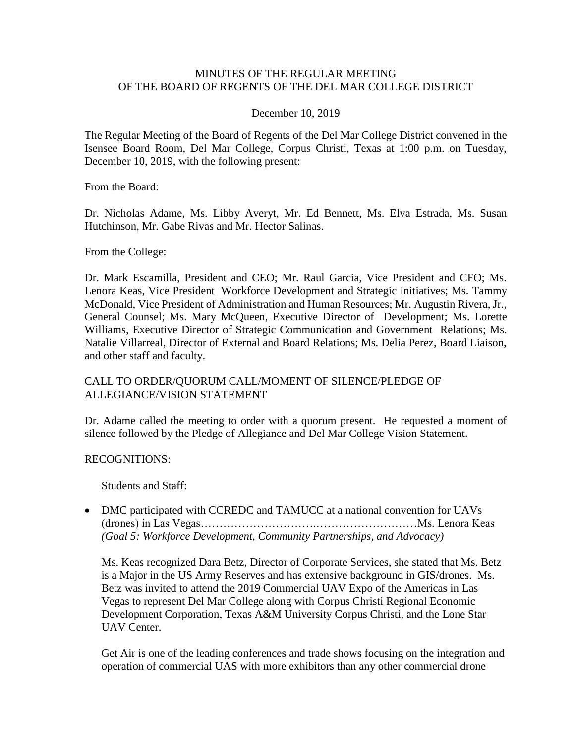MINUTES OF THE REGULAR MEETING
OF THE BOARD OF REGENTS OF THE DEL MAR COLLEGE DISTRICT

December 10, 2019

The Regular Meeting of the Board of Regents of the Del Mar College District convened in the Isensee Board Room, Del Mar College, Corpus Christi, Texas at 1:00 p.m. on Tuesday, December 10, 2019, with the following present:

From the Board:

Dr. Nicholas Adame, Ms. Libby Averyt, Mr. Ed Bennett, Ms. Elva Estrada, Ms. Susan Hutchinson, Mr. Gabe Rivas and Mr. Hector Salinas.

From the College:

Dr. Mark Escamilla, President and CEO; Mr. Raul Garcia, Vice President and CFO; Ms. Lenora Keas, Vice President Workforce Development and Strategic Initiatives; Ms. Tammy McDonald, Vice President of Administration and Human Resources; Mr. Augustin Rivera, Jr., General Counsel; Ms. Mary McQueen, Executive Director of Development; Ms. Lorette Williams, Executive Director of Strategic Communication and Government Relations; Ms. Natalie Villarreal, Director of External and Board Relations; Ms. Delia Perez, Board Liaison, and other staff and faculty.

CALL TO ORDER/QUORUM CALL/MOMENT OF SILENCE/PLEDGE OF ALLEGIANCE/VISION STATEMENT

Dr. Adame called the meeting to order with a quorum present. He requested a moment of silence followed by the Pledge of Allegiance and Del Mar College Vision Statement.

RECOGNITIONS:

Students and Staff:

- DMC participated with CCREDC and TAMUCC at a national convention for UAVs (drones) in Las Vegas……………………….………………………Ms. Lenora Keas
  *(Goal 5: Workforce Development, Community Partnerships, and Advocacy)*

  Ms. Keas recognized Dara Betz, Director of Corporate Services, she stated that Ms. Betz is a Major in the US Army Reserves and has extensive background in GIS/drones. Ms. Betz was invited to attend the 2019 Commercial UAV Expo of the Americas in Las Vegas to represent Del Mar College along with Corpus Christi Regional Economic Development Corporation, Texas A&M University Corpus Christi, and the Lone Star UAV Center.

  Get Air is one of the leading conferences and trade shows focusing on the integration and operation of commercial UAS with more exhibitors than any other commercial drone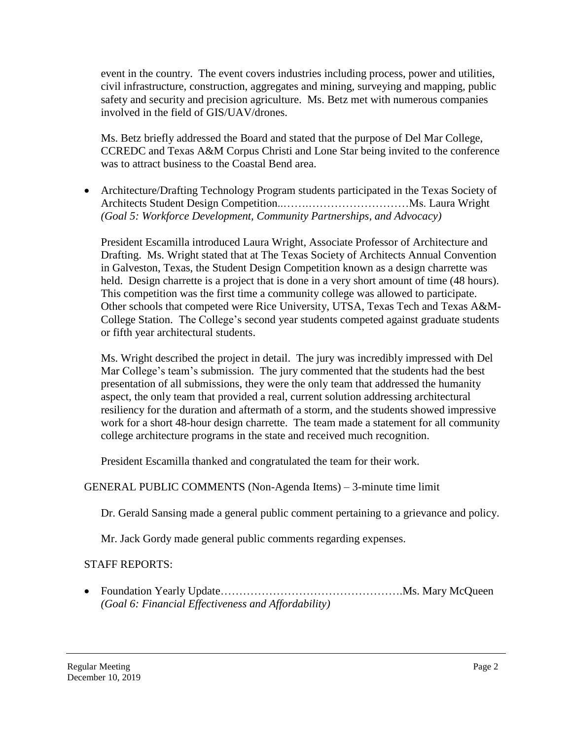event in the country. The event covers industries including process, power and utilities, civil infrastructure, construction, aggregates and mining, surveying and mapping, public safety and security and precision agriculture. Ms. Betz met with numerous companies involved in the field of GIS/UAV/drones.

Ms. Betz briefly addressed the Board and stated that the purpose of Del Mar College, CCREDC and Texas A&M Corpus Christi and Lone Star being invited to the conference was to attract business to the Coastal Bend area.

- Architecture/Drafting Technology Program students participated in the Texas Society of Architects Student Design Competition..…….………………………Ms. Laura Wright *(Goal 5: Workforce Development, Community Partnerships, and Advocacy)*

  President Escamilla introduced Laura Wright, Associate Professor of Architecture and Drafting. Ms. Wright stated that at The Texas Society of Architects Annual Convention in Galveston, Texas, the Student Design Competition known as a design charrette was held. Design charrette is a project that is done in a very short amount of time (48 hours). This competition was the first time a community college was allowed to participate. Other schools that competed were Rice University, UTSA, Texas Tech and Texas A&M-College Station. The College's second year students competed against graduate students or fifth year architectural students.

  Ms. Wright described the project in detail. The jury was incredibly impressed with Del Mar College's team's submission. The jury commented that the students had the best presentation of all submissions, they were the only team that addressed the humanity aspect, the only team that provided a real, current solution addressing architectural resiliency for the duration and aftermath of a storm, and the students showed impressive work for a short 48-hour design charrette. The team made a statement for all community college architecture programs in the state and received much recognition.

  President Escamilla thanked and congratulated the team for their work.

GENERAL PUBLIC COMMENTS (Non-Agenda Items) – 3-minute time limit

Dr. Gerald Sansing made a general public comment pertaining to a grievance and policy.

Mr. Jack Gordy made general public comments regarding expenses.

STAFF REPORTS:

- Foundation Yearly Update………………………………………….Ms. Mary McQueen *(Goal 6: Financial Effectiveness and Affordability)*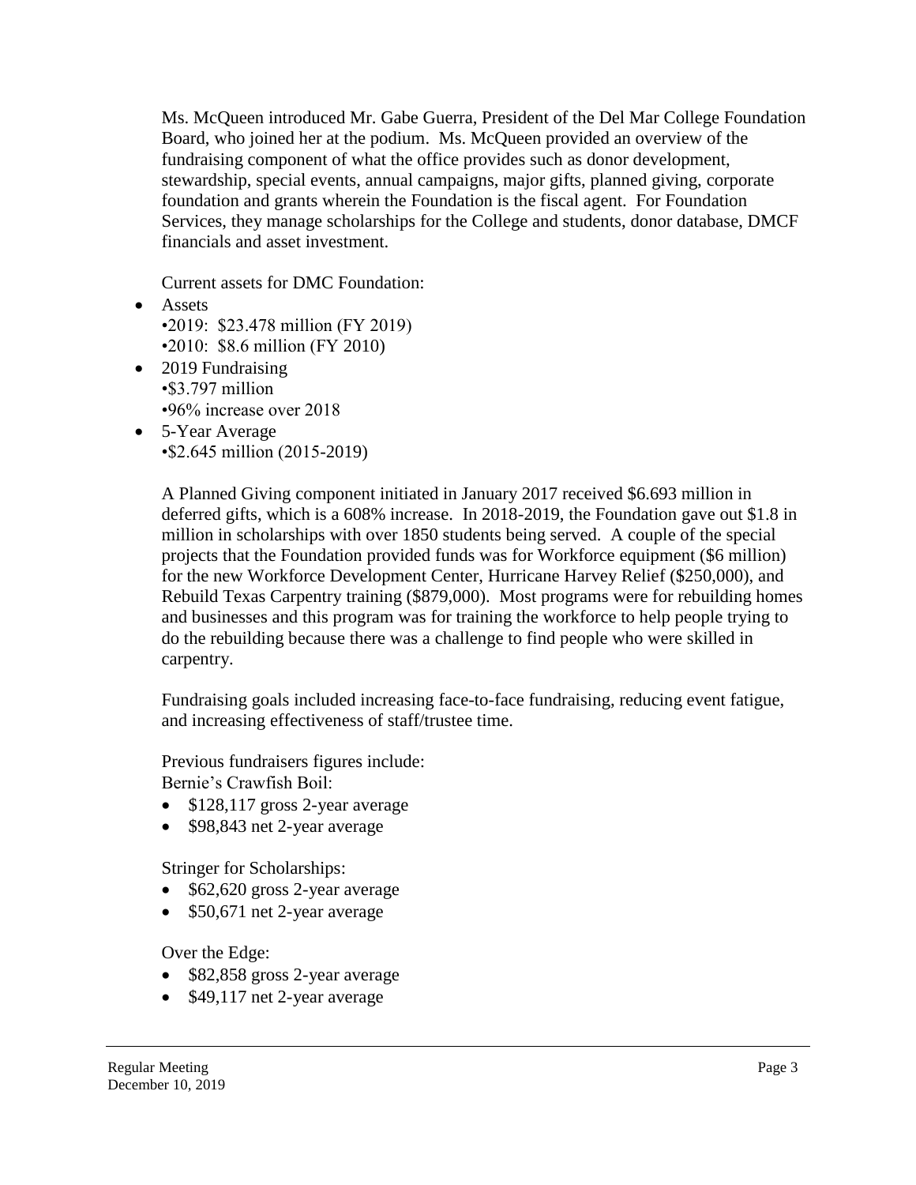Ms. McQueen introduced Mr. Gabe Guerra, President of the Del Mar College Foundation Board, who joined her at the podium. Ms. McQueen provided an overview of the fundraising component of what the office provides such as donor development, stewardship, special events, annual campaigns, major gifts, planned giving, corporate foundation and grants wherein the Foundation is the fiscal agent. For Foundation Services, they manage scholarships for the College and students, donor database, DMCF financials and asset investment.

Current assets for DMC Foundation:

- Assets
  •2019: $23.478 million (FY 2019)
  •2010: $8.6 million (FY 2010)
- 2019 Fundraising
  •$3.797 million
  •96% increase over 2018
- 5-Year Average
  •$2.645 million (2015-2019)

A Planned Giving component initiated in January 2017 received $6.693 million in deferred gifts, which is a 608% increase. In 2018-2019, the Foundation gave out $1.8 in million in scholarships with over 1850 students being served. A couple of the special projects that the Foundation provided funds was for Workforce equipment ($6 million) for the new Workforce Development Center, Hurricane Harvey Relief ($250,000), and Rebuild Texas Carpentry training ($879,000). Most programs were for rebuilding homes and businesses and this program was for training the workforce to help people trying to do the rebuilding because there was a challenge to find people who were skilled in carpentry.

Fundraising goals included increasing face-to-face fundraising, reducing event fatigue, and increasing effectiveness of staff/trustee time.

Previous fundraisers figures include:
Bernie's Crawfish Boil:

- $128,117 gross 2-year average
- $98,843 net 2-year average

Stringer for Scholarships:

- $62,620 gross 2-year average
- $50,671 net 2-year average

Over the Edge:

- $82,858 gross 2-year average
- $49,117 net 2-year average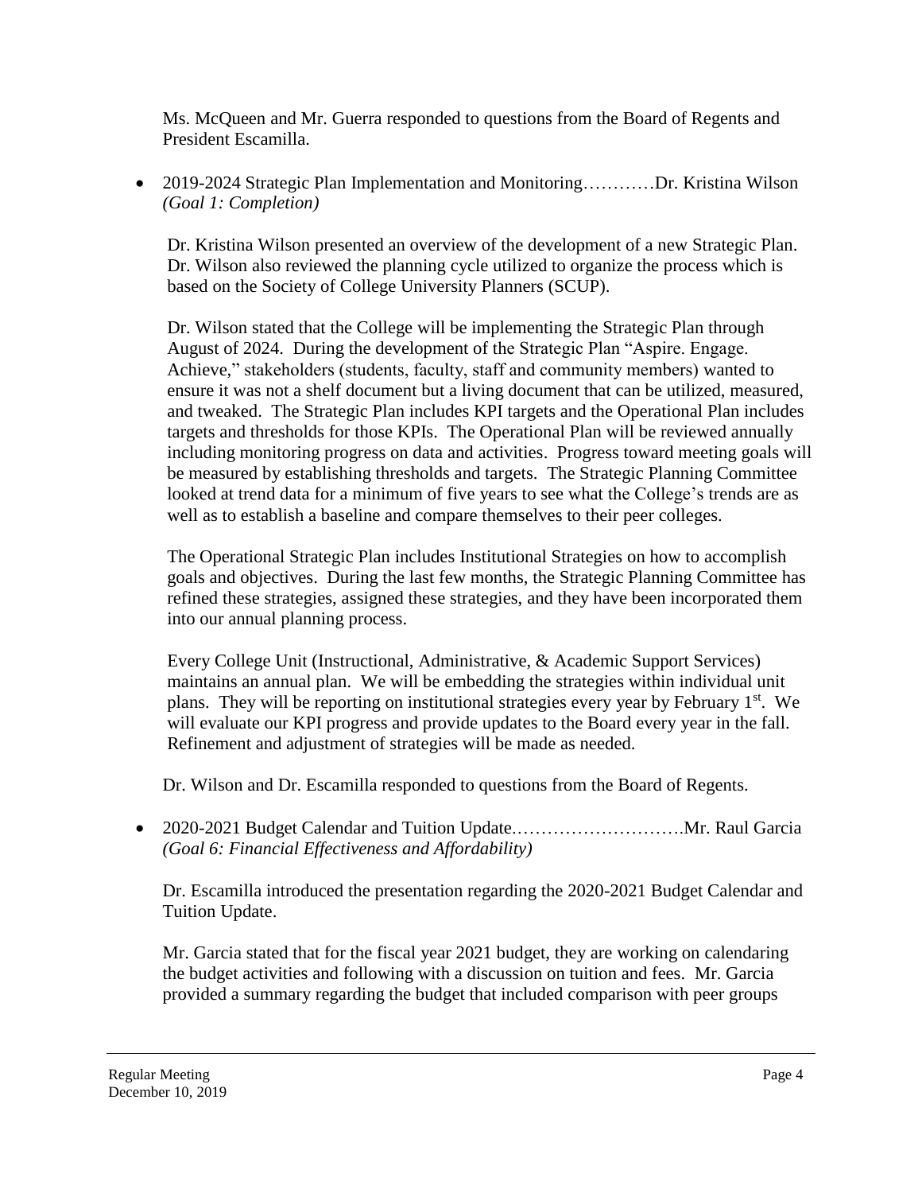Ms. McQueen and Mr. Guerra responded to questions from the Board of Regents and President Escamilla.

- 2019-2024 Strategic Plan Implementation and Monitoring…………Dr. Kristina Wilson *(Goal 1: Completion)*

  Dr. Kristina Wilson presented an overview of the development of a new Strategic Plan. Dr. Wilson also reviewed the planning cycle utilized to organize the process which is based on the Society of College University Planners (SCUP).

  Dr. Wilson stated that the College will be implementing the Strategic Plan through August of 2024. During the development of the Strategic Plan "Aspire. Engage. Achieve," stakeholders (students, faculty, staff and community members) wanted to ensure it was not a shelf document but a living document that can be utilized, measured, and tweaked. The Strategic Plan includes KPI targets and the Operational Plan includes targets and thresholds for those KPIs. The Operational Plan will be reviewed annually including monitoring progress on data and activities. Progress toward meeting goals will be measured by establishing thresholds and targets. The Strategic Planning Committee looked at trend data for a minimum of five years to see what the College's trends are as well as to establish a baseline and compare themselves to their peer colleges.

  The Operational Strategic Plan includes Institutional Strategies on how to accomplish goals and objectives. During the last few months, the Strategic Planning Committee has refined these strategies, assigned these strategies, and they have been incorporated them into our annual planning process.

  Every College Unit (Instructional, Administrative, & Academic Support Services) maintains an annual plan. We will be embedding the strategies within individual unit plans. They will be reporting on institutional strategies every year by February 1st. We will evaluate our KPI progress and provide updates to the Board every year in the fall. Refinement and adjustment of strategies will be made as needed.

  Dr. Wilson and Dr. Escamilla responded to questions from the Board of Regents.

- 2020-2021 Budget Calendar and Tuition Update……………………….Mr. Raul Garcia *(Goal 6: Financial Effectiveness and Affordability)*

  Dr. Escamilla introduced the presentation regarding the 2020-2021 Budget Calendar and Tuition Update.

  Mr. Garcia stated that for the fiscal year 2021 budget, they are working on calendaring the budget activities and following with a discussion on tuition and fees. Mr. Garcia provided a summary regarding the budget that included comparison with peer groups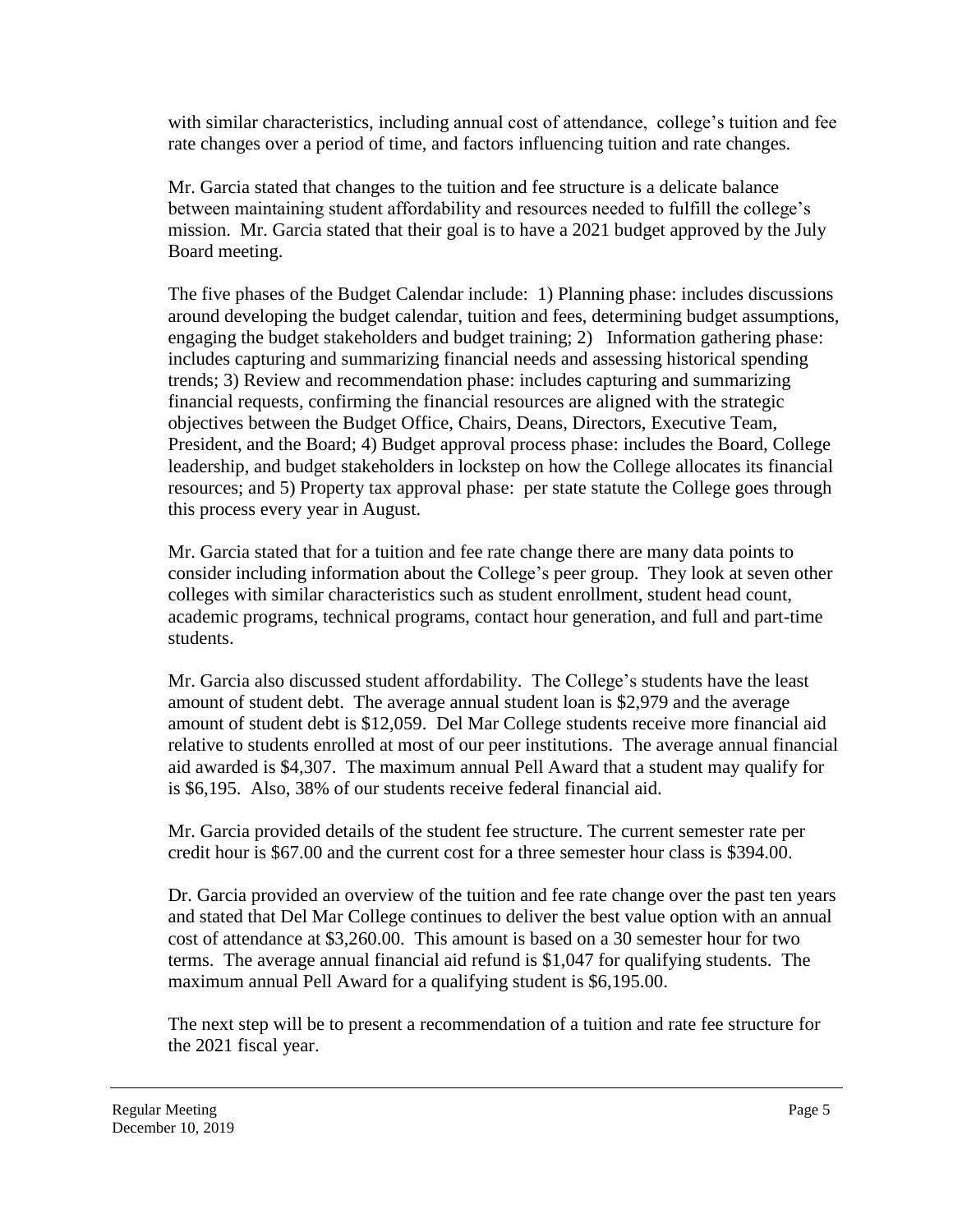with similar characteristics, including annual cost of attendance, college's tuition and fee rate changes over a period of time, and factors influencing tuition and rate changes.

Mr. Garcia stated that changes to the tuition and fee structure is a delicate balance between maintaining student affordability and resources needed to fulfill the college's mission. Mr. Garcia stated that their goal is to have a 2021 budget approved by the July Board meeting.

The five phases of the Budget Calendar include: 1) Planning phase: includes discussions around developing the budget calendar, tuition and fees, determining budget assumptions, engaging the budget stakeholders and budget training; 2) Information gathering phase: includes capturing and summarizing financial needs and assessing historical spending trends; 3) Review and recommendation phase: includes capturing and summarizing financial requests, confirming the financial resources are aligned with the strategic objectives between the Budget Office, Chairs, Deans, Directors, Executive Team, President, and the Board; 4) Budget approval process phase: includes the Board, College leadership, and budget stakeholders in lockstep on how the College allocates its financial resources; and 5) Property tax approval phase: per state statute the College goes through this process every year in August.

Mr. Garcia stated that for a tuition and fee rate change there are many data points to consider including information about the College's peer group. They look at seven other colleges with similar characteristics such as student enrollment, student head count, academic programs, technical programs, contact hour generation, and full and part-time students.

Mr. Garcia also discussed student affordability. The College's students have the least amount of student debt. The average annual student loan is $2,979 and the average amount of student debt is $12,059. Del Mar College students receive more financial aid relative to students enrolled at most of our peer institutions. The average annual financial aid awarded is $4,307. The maximum annual Pell Award that a student may qualify for is $6,195. Also, 38% of our students receive federal financial aid.

Mr. Garcia provided details of the student fee structure. The current semester rate per credit hour is $67.00 and the current cost for a three semester hour class is $394.00.

Dr. Garcia provided an overview of the tuition and fee rate change over the past ten years and stated that Del Mar College continues to deliver the best value option with an annual cost of attendance at $3,260.00. This amount is based on a 30 semester hour for two terms. The average annual financial aid refund is $1,047 for qualifying students. The maximum annual Pell Award for a qualifying student is $6,195.00.

The next step will be to present a recommendation of a tuition and rate fee structure for the 2021 fiscal year.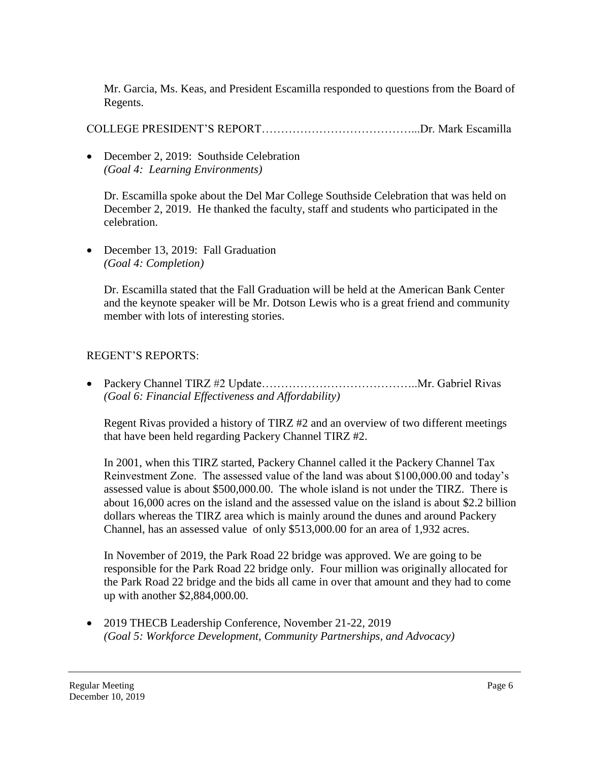Mr. Garcia, Ms. Keas, and President Escamilla responded to questions from the Board of Regents.

COLLEGE PRESIDENT'S REPORT…………………………………...Dr. Mark Escamilla

- December 2, 2019: Southside Celebration
  *(Goal 4: Learning Environments)*

  Dr. Escamilla spoke about the Del Mar College Southside Celebration that was held on December 2, 2019. He thanked the faculty, staff and students who participated in the celebration.

- December 13, 2019: Fall Graduation
  *(Goal 4: Completion)*

  Dr. Escamilla stated that the Fall Graduation will be held at the American Bank Center and the keynote speaker will be Mr. Dotson Lewis who is a great friend and community member with lots of interesting stories.

REGENT'S REPORTS:

- Packery Channel TIRZ #2 Update…………………………………..Mr. Gabriel Rivas
  *(Goal 6: Financial Effectiveness and Affordability)*

  Regent Rivas provided a history of TIRZ #2 and an overview of two different meetings that have been held regarding Packery Channel TIRZ #2.

  In 2001, when this TIRZ started, Packery Channel called it the Packery Channel Tax Reinvestment Zone. The assessed value of the land was about $100,000.00 and today's assessed value is about $500,000.00. The whole island is not under the TIRZ. There is about 16,000 acres on the island and the assessed value on the island is about $2.2 billion dollars whereas the TIRZ area which is mainly around the dunes and around Packery Channel, has an assessed value of only $513,000.00 for an area of 1,932 acres.

  In November of 2019, the Park Road 22 bridge was approved. We are going to be responsible for the Park Road 22 bridge only. Four million was originally allocated for the Park Road 22 bridge and the bids all came in over that amount and they had to come up with another $2,884,000.00.

- 2019 THECB Leadership Conference, November 21-22, 2019
  *(Goal 5: Workforce Development, Community Partnerships, and Advocacy)*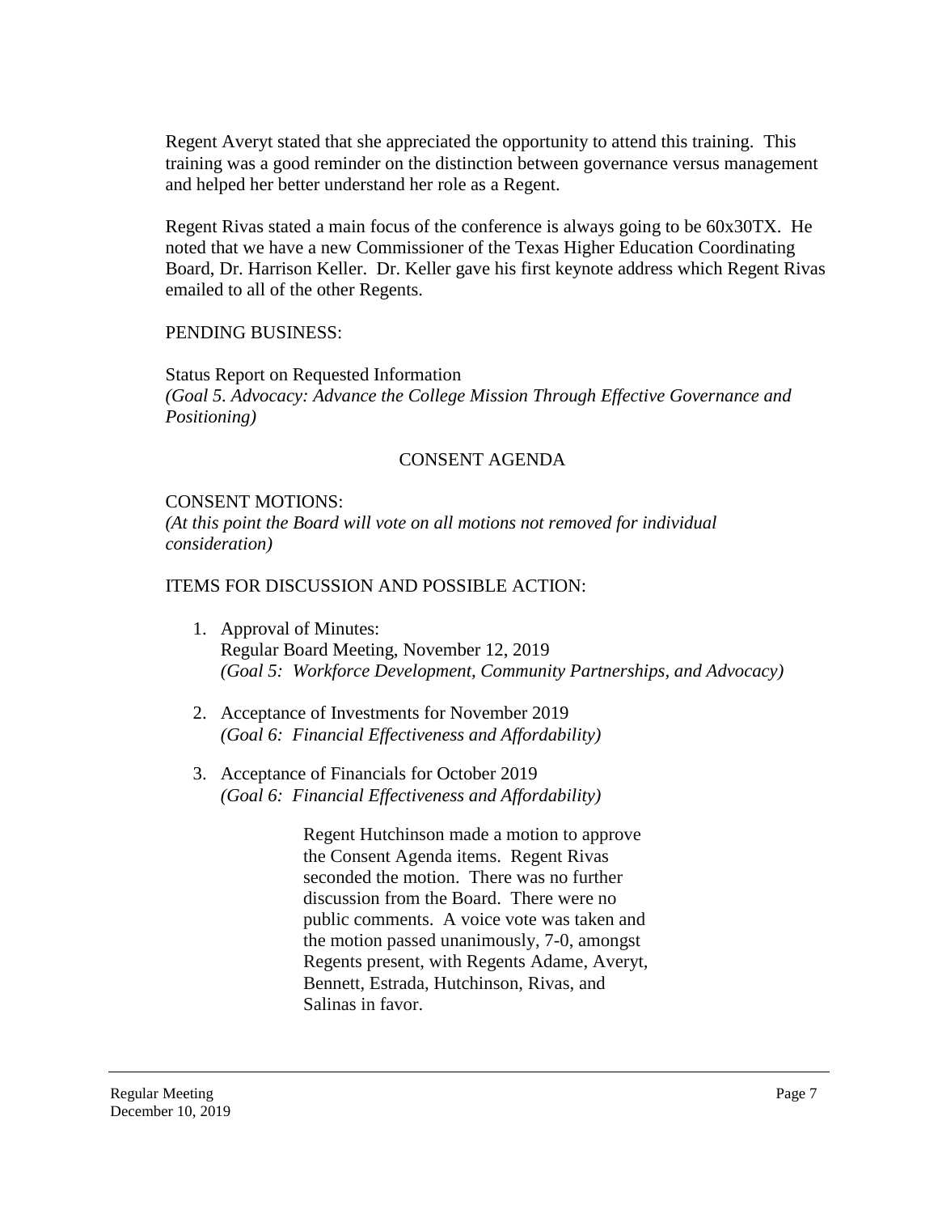Regent Averyt stated that she appreciated the opportunity to attend this training. This training was a good reminder on the distinction between governance versus management and helped her better understand her role as a Regent.

Regent Rivas stated a main focus of the conference is always going to be 60x30TX. He noted that we have a new Commissioner of the Texas Higher Education Coordinating Board, Dr. Harrison Keller. Dr. Keller gave his first keynote address which Regent Rivas emailed to all of the other Regents.

PENDING BUSINESS:

Status Report on Requested Information
*(Goal 5. Advocacy: Advance the College Mission Through Effective Governance and Positioning)*

## CONSENT AGENDA

CONSENT MOTIONS:
*(At this point the Board will vote on all motions not removed for individual consideration)*

ITEMS FOR DISCUSSION AND POSSIBLE ACTION:

1. Approval of Minutes:
   Regular Board Meeting, November 12, 2019
   *(Goal 5: Workforce Development, Community Partnerships, and Advocacy)*

2. Acceptance of Investments for November 2019
   *(Goal 6: Financial Effectiveness and Affordability)*

3. Acceptance of Financials for October 2019
   *(Goal 6: Financial Effectiveness and Affordability)*

Regent Hutchinson made a motion to approve the Consent Agenda items. Regent Rivas seconded the motion. There was no further discussion from the Board. There were no public comments. A voice vote was taken and the motion passed unanimously, 7-0, amongst Regents present, with Regents Adame, Averyt, Bennett, Estrada, Hutchinson, Rivas, and Salinas in favor.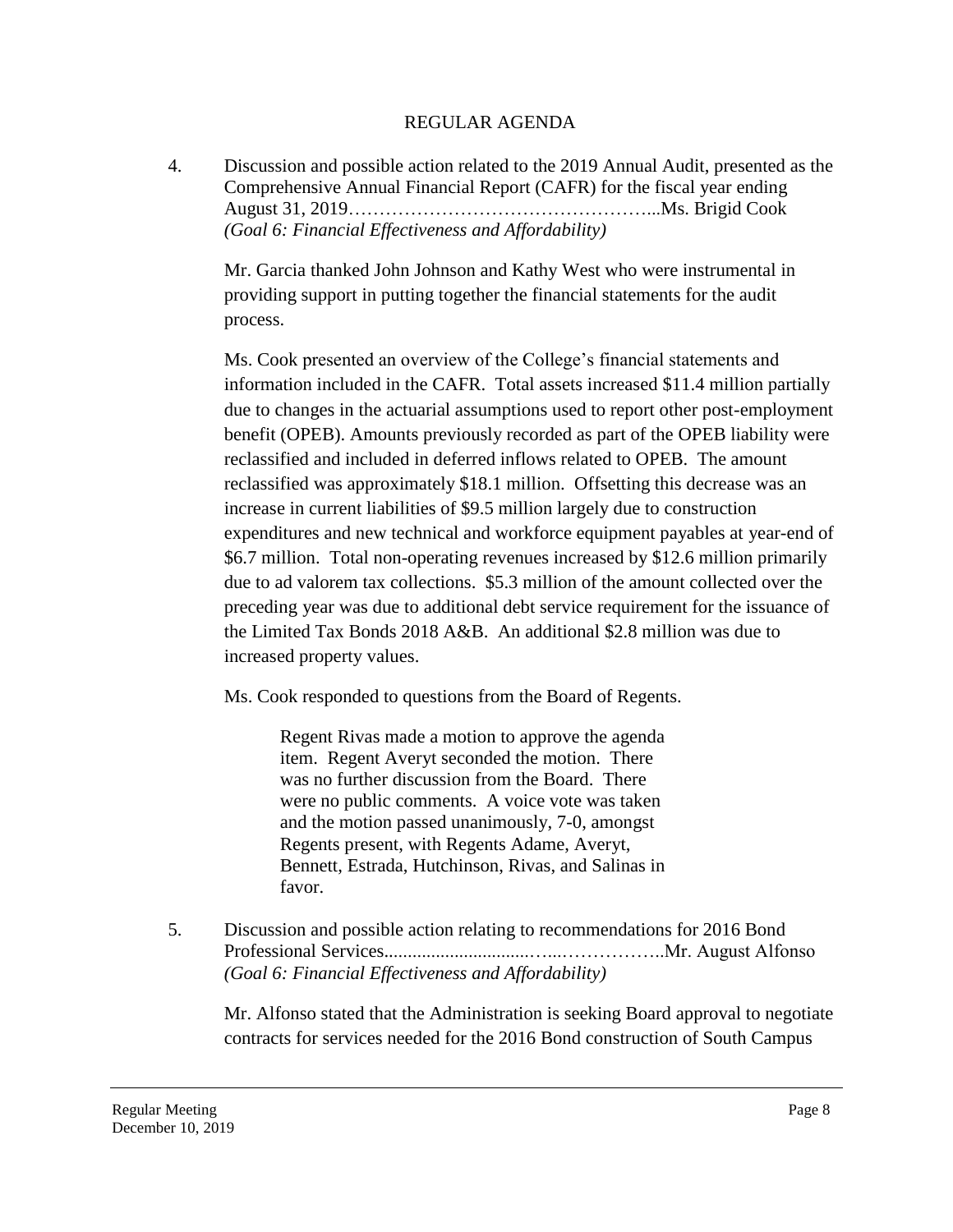## REGULAR AGENDA

4. Discussion and possible action related to the 2019 Annual Audit, presented as the Comprehensive Annual Financial Report (CAFR) for the fiscal year ending August 31, 2019…………………………………………...Ms. Brigid Cook
*(Goal 6: Financial Effectiveness and Affordability)*

   Mr. Garcia thanked John Johnson and Kathy West who were instrumental in providing support in putting together the financial statements for the audit process.

   Ms. Cook presented an overview of the College's financial statements and information included in the CAFR. Total assets increased $11.4 million partially due to changes in the actuarial assumptions used to report other post-employment benefit (OPEB). Amounts previously recorded as part of the OPEB liability were reclassified and included in deferred inflows related to OPEB. The amount reclassified was approximately $18.1 million. Offsetting this decrease was an increase in current liabilities of $9.5 million largely due to construction expenditures and new technical and workforce equipment payables at year-end of $6.7 million. Total non-operating revenues increased by $12.6 million primarily due to ad valorem tax collections. $5.3 million of the amount collected over the preceding year was due to additional debt service requirement for the issuance of the Limited Tax Bonds 2018 A&B. An additional $2.8 million was due to increased property values.

   Ms. Cook responded to questions from the Board of Regents.

   > Regent Rivas made a motion to approve the agenda item. Regent Averyt seconded the motion. There was no further discussion from the Board. There were no public comments. A voice vote was taken and the motion passed unanimously, 7-0, amongst Regents present, with Regents Adame, Averyt, Bennett, Estrada, Hutchinson, Rivas, and Salinas in favor.

5. Discussion and possible action relating to recommendations for 2016 Bond Professional Services..............................…...……………..Mr. August Alfonso
*(Goal 6: Financial Effectiveness and Affordability)*

   Mr. Alfonso stated that the Administration is seeking Board approval to negotiate contracts for services needed for the 2016 Bond construction of South Campus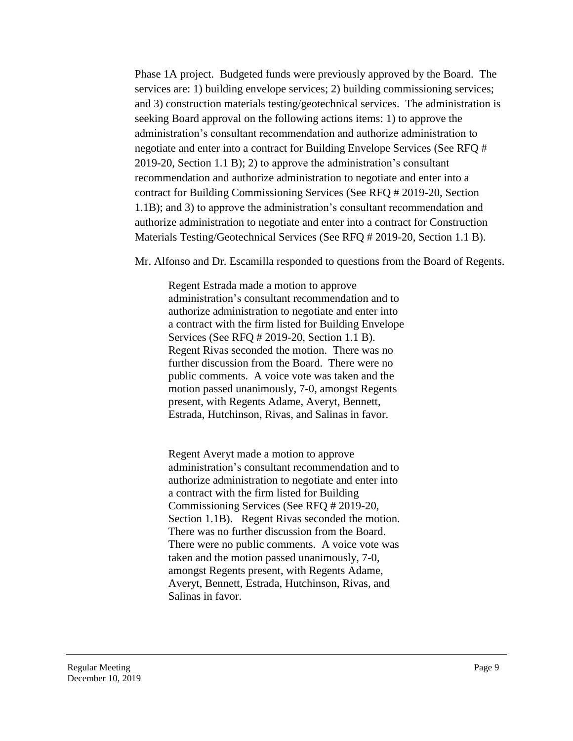Phase 1A project. Budgeted funds were previously approved by the Board. The services are: 1) building envelope services; 2) building commissioning services; and 3) construction materials testing/geotechnical services. The administration is seeking Board approval on the following actions items: 1) to approve the administration's consultant recommendation and authorize administration to negotiate and enter into a contract for Building Envelope Services (See RFQ # 2019-20, Section 1.1 B); 2) to approve the administration's consultant recommendation and authorize administration to negotiate and enter into a contract for Building Commissioning Services (See RFQ # 2019-20, Section 1.1B); and 3) to approve the administration's consultant recommendation and authorize administration to negotiate and enter into a contract for Construction Materials Testing/Geotechnical Services (See RFQ # 2019-20, Section 1.1 B).

Mr. Alfonso and Dr. Escamilla responded to questions from the Board of Regents.

> Regent Estrada made a motion to approve administration's consultant recommendation and to authorize administration to negotiate and enter into a contract with the firm listed for Building Envelope Services (See RFQ # 2019-20, Section 1.1 B). Regent Rivas seconded the motion. There was no further discussion from the Board. There were no public comments. A voice vote was taken and the motion passed unanimously, 7-0, amongst Regents present, with Regents Adame, Averyt, Bennett, Estrada, Hutchinson, Rivas, and Salinas in favor.

> Regent Averyt made a motion to approve administration's consultant recommendation and to authorize administration to negotiate and enter into a contract with the firm listed for Building Commissioning Services (See RFQ # 2019-20, Section 1.1B). Regent Rivas seconded the motion. There was no further discussion from the Board. There were no public comments. A voice vote was taken and the motion passed unanimously, 7-0, amongst Regents present, with Regents Adame, Averyt, Bennett, Estrada, Hutchinson, Rivas, and Salinas in favor.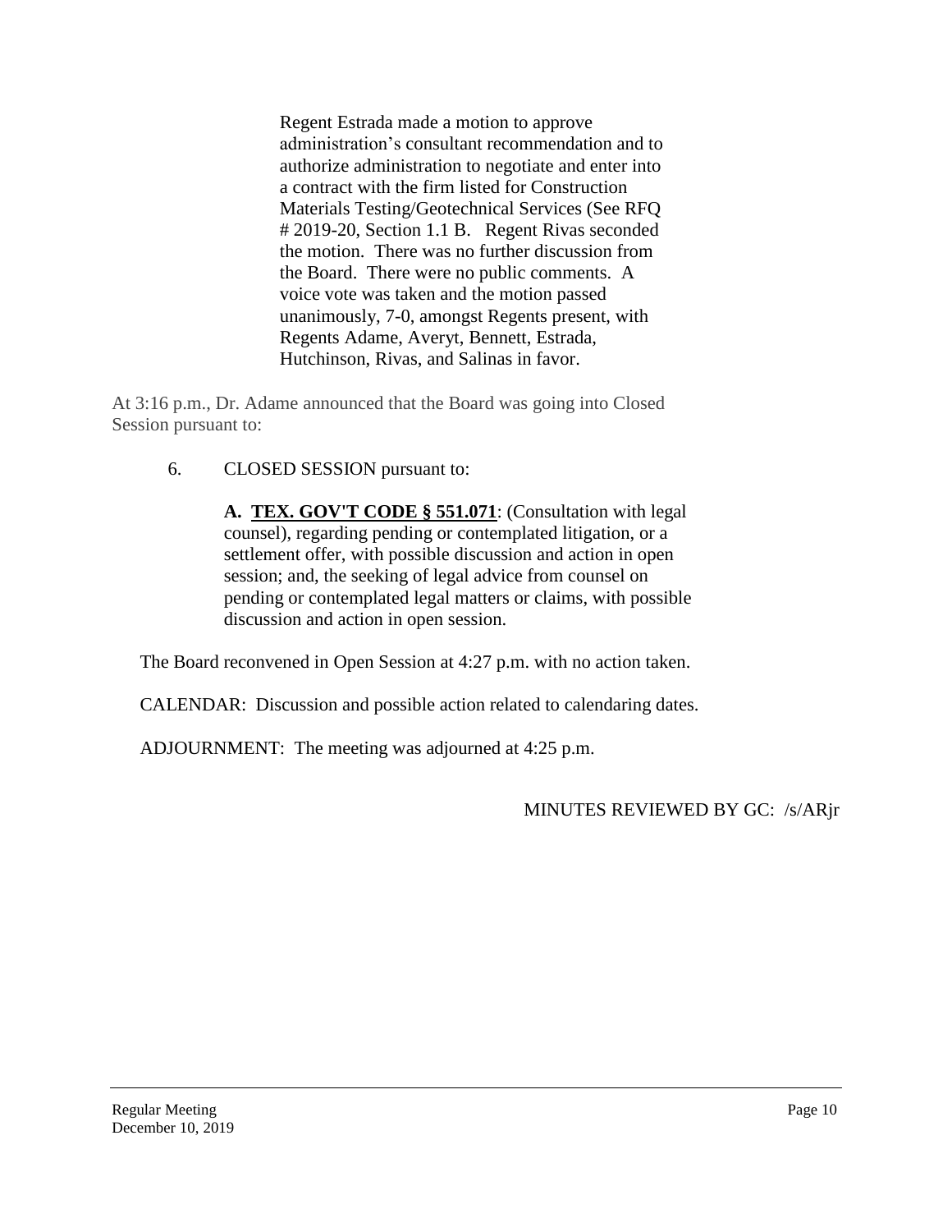Regent Estrada made a motion to approve administration's consultant recommendation and to authorize administration to negotiate and enter into a contract with the firm listed for Construction Materials Testing/Geotechnical Services (See RFQ # 2019-20, Section 1.1 B. Regent Rivas seconded the motion. There was no further discussion from the Board. There were no public comments. A voice vote was taken and the motion passed unanimously, 7-0, amongst Regents present, with Regents Adame, Averyt, Bennett, Estrada, Hutchinson, Rivas, and Salinas in favor.

At 3:16 p.m., Dr. Adame announced that the Board was going into Closed Session pursuant to:

6. CLOSED SESSION pursuant to:

   **A. TEX. GOV'T CODE § 551.071**: (Consultation with legal counsel), regarding pending or contemplated litigation, or a settlement offer, with possible discussion and action in open session; and, the seeking of legal advice from counsel on pending or contemplated legal matters or claims, with possible discussion and action in open session.

The Board reconvened in Open Session at 4:27 p.m. with no action taken.

CALENDAR: Discussion and possible action related to calendaring dates.

ADJOURNMENT: The meeting was adjourned at 4:25 p.m.

MINUTES REVIEWED BY GC: /s/ARjr